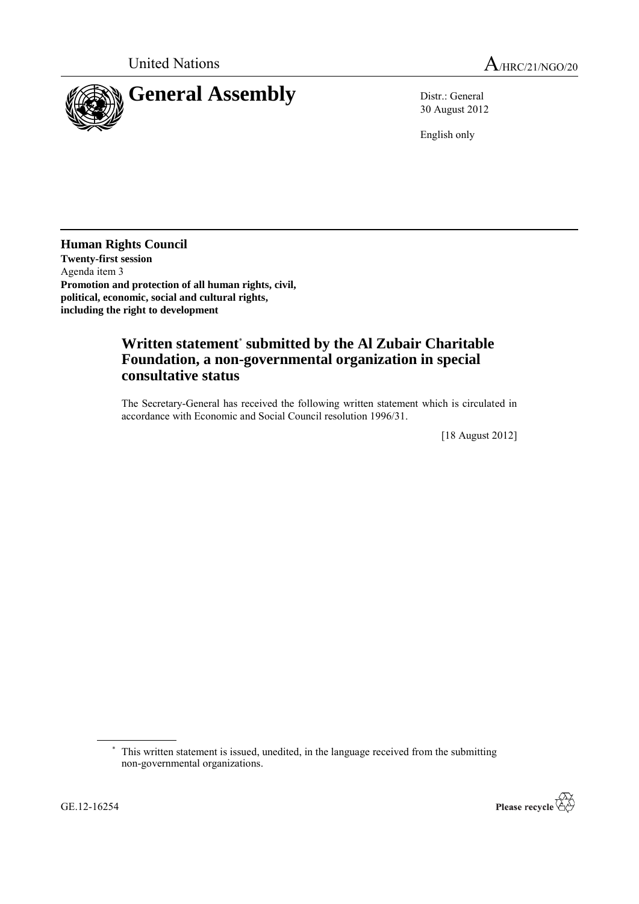United Nations A/HRC/21/NGO/20

# General Assembly

Distr.: General
30 August 2012

English only

**Human Rights Council**
**Twenty-first session**
Agenda item 3
**Promotion and protection of all human rights, civil, political, economic, social and cultural rights, including the right to development**

## Written statement[*] submitted by the Al Zubair Charitable Foundation, a non-governmental organization in special consultative status

The Secretary-General has received the following written statement which is circulated in accordance with Economic and Social Council resolution 1996/31.

[18 August 2012]

[*] This written statement is issued, unedited, in the language received from the submitting non-governmental organizations.

GE.12-16254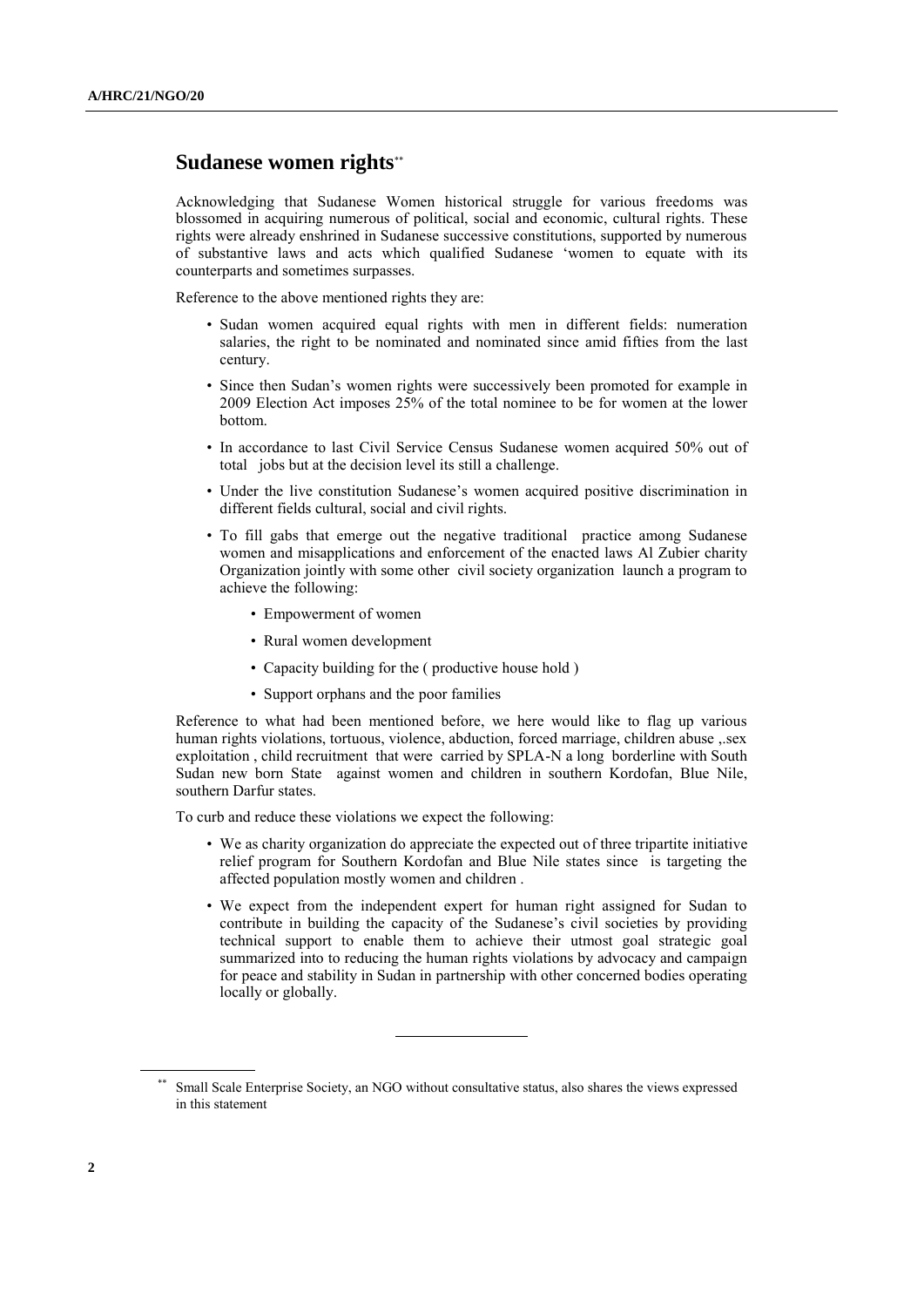## Sudanese women rights**

Acknowledging that Sudanese Women historical struggle for various freedoms was blossomed in acquiring numerous of political, social and economic, cultural rights. These rights were already enshrined in Sudanese successive constitutions, supported by numerous of substantive laws and acts which qualified Sudanese 'women to equate with its counterparts and sometimes surpasses.

Reference to the above mentioned rights they are:

- Sudan women acquired equal rights with men in different fields: numeration salaries, the right to be nominated and nominated since amid fifties from the last century.
- Since then Sudan's women rights were successively been promoted for example in 2009 Election Act imposes 25% of the total nominee to be for women at the lower bottom.
- In accordance to last Civil Service Census Sudanese women acquired 50% out of total jobs but at the decision level its still a challenge.
- Under the live constitution Sudanese's women acquired positive discrimination in different fields cultural, social and civil rights.
- To fill gabs that emerge out the negative traditional practice among Sudanese women and misapplications and enforcement of the enacted laws Al Zubier charity Organization jointly with some other civil society organization launch a program to achieve the following:
    - Empowerment of women
    - Rural women development
    - Capacity building for the ( productive house hold )
    - Support orphans and the poor families

Reference to what had been mentioned before, we here would like to flag up various human rights violations, tortuous, violence, abduction, forced marriage, children abuse ,.sex exploitation , child recruitment that were carried by SPLA-N a long borderline with South Sudan new born State against women and children in southern Kordofan, Blue Nile, southern Darfur states.

To curb and reduce these violations we expect the following:

- We as charity organization do appreciate the expected out of three tripartite initiative relief program for Southern Kordofan and Blue Nile states since is targeting the affected population mostly women and children .
- We expect from the independent expert for human right assigned for Sudan to contribute in building the capacity of the Sudanese's civil societies by providing technical support to enable them to achieve their utmost goal strategic goal summarized into to reducing the human rights violations by advocacy and campaign for peace and stability in Sudan in partnership with other concerned bodies operating locally or globally.

---

** Small Scale Enterprise Society, an NGO without consultative status, also shares the views expressed in this statement